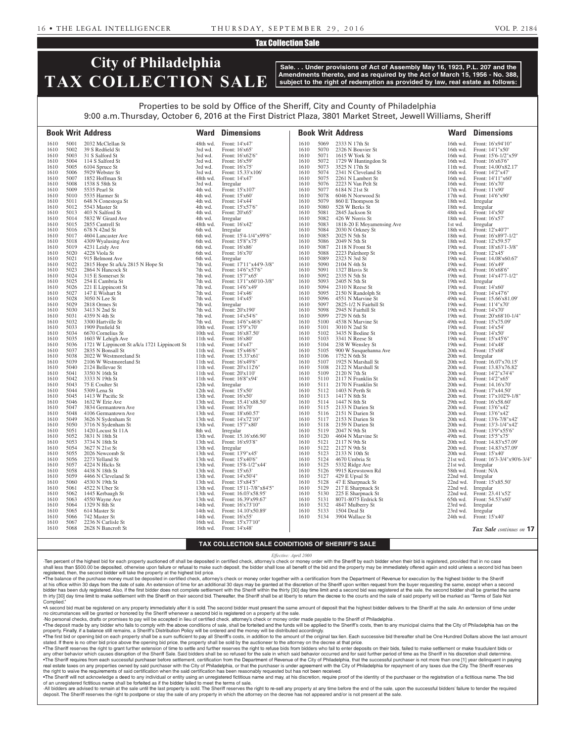## Tax Collection Sale

# City of Philadelphia TAX COLLECTION SALE

**Sale. . . Under provisions of Act of Assembly May 16, 1923, P.L. 207 and the Amendments thereto, and as required by the Act of March 15, 1956 - No. 388, subject to the right of redemption as provided by law, real estate as follows:**

Properties to be sold by Office of the Sheriff, City and County of Philadelphia
9:00 a.m. Thursday, October 6, 2016 at the First District Plaza, 3801 Market Street, Jewell Williams, Sheriff

| Book | Writ | Address | Ward | Dimensions |
|---|---|---|---|---|
| 1610 | 5001 | 2032 McClellan St | 48th wd. | Front: 14'x47' |
| 1610 | 5002 | 39 S Redfield St | 3rd wd. | Front: 16'x65' |
| 1610 | 5003 | 31 S Salford St | 3rd wd. | Front: 16'x62'6" |
| 1610 | 5004 | 114 S Salford St | 3rd wd. | Front: 16'x59' |
| 1610 | 5005 | 6104 Spruce St | 3rd wd. | Front: 16'x75' |
| 1610 | 5006 | 5929 Webster St | 3rd wd. | Front: 15.33'x106' |
| 1610 | 5007 | 1852 Hoffman St | 48th wd. | Front: 14'x47' |
| 1610 | 5008 | 1538 S 58th St | 3rd wd. | Irregular |
| 1610 | 5009 | 5535 Pearl St | 4th wd. | Front: 15'x107' |
| 1610 | 5010 | 5535 Harmer St | 4th wd. | Front: 15'x60' |
| 1610 | 5011 | 648 N Conestoga St | 4th wd. | Front: 14'x44' |
| 1610 | 5012 | 5543 Master St | 4th wd. | Front: 15'x57'6" |
| 1610 | 5013 | 403 N Salford St | 4th wd. | Front: 20'x65' |
| 1610 | 5014 | 5832 W Girard Ave | 4th wd. | Irregular |
| 1610 | 5015 | 2855 Cantrell St | 48th wd. | Front: 16'x42' |
| 1610 | 5016 | 678 N 42nd St | 6th wd. | Irregular |
| 1610 | 5017 | 4604 Lancaster Ave | 6th wd. | Front: 15'4-1/4"x99'6" |
| 1610 | 5018 | 4309 Wyalusing Ave | 6th wd. | Front: 15'8"x75' |
| 1610 | 5019 | 4231 Leidy Ave | 6th wd. | Front: 16'x86' |
| 1610 | 5020 | 4228 Viola St | 6th wd. | Front: 16'x70' |
| 1610 | 5021 | 915 Belmont Ave | 6th wd. | Irregular |
| 1610 | 5022 | 2815 Hope St a/k/a 2815 N Hope St | 7th wd. | Front: 17'11"x44'9-3/8" |
| 1610 | 5023 | 2864 N Hancock St | 7th wd. | Front: 14'6"x57'6" |
| 1610 | 5024 | 315 E Somerset St | 7th wd. | Front: 15'7"x65' |
| 1610 | 5025 | 254 E Cambria St | 7th wd. | Front: 13'1"x60'10-3/8" |
| 1610 | 5026 | 221 E Lippincott St | 7th wd. | Front: 14'6"x49' |
| 1610 | 5027 | 147 E Wishart St | 7th wd. | Front: 14'x46' |
| 1610 | 5028 | 3050 N Lee St | 7th wd. | Front: 14'x45' |
| 1610 | 5029 | 2818 Ormes St | 7th wd. | Irregular |
| 1610 | 5030 | 3413 N 2nd St | 7th wd. | Front: 20'x190' |
| 1610 | 5031 | 4359 N 4th St | 7th wd. | Front: 14'x54'6" |
| 1610 | 5032 | 3300 Hartville St | 7th wd. | Front: 14'6"x46'6" |
| 1610 | 5033 | 1909 Penfield St | 10th wd. | Front: 15'9"x70' |
| 1610 | 5034 | 6670 Cornelius St | 10th wd. | Front: 16'x87.50' |
| 1610 | 5035 | 1603 W Lehigh Ave | 11th wd. | Front: 16'x80' |
| 1610 | 5036 | 1721 W Lippincott St a/k/a 1721 Lippincott St | 11th wd. | Front: 14'x47' |
| 1610 | 5037 | 2835 N Bonsall St | 11th wd. | Front: 15'x46'6" |
| 1610 | 5038 | 2022 W Westmoreland St | 11th wd. | Front: 15.33'x61' |
| 1610 | 5039 | 2106 W Westmoreland St | 11th wd. | Front: 16'x49'6" |
| 1610 | 5040 | 2124 Bellevue St | 11th wd. | Front: 20'x112'6" |
| 1610 | 5041 | 3350 N 16th St | 11th wd. | Front: 20'x110' |
| 1610 | 5042 | 3333 N 19th St | 11th wd. | Front: 16'8"x94' |
| 1610 | 5043 | 75 E Coulter St | 12th wd. | Irregular |
| 1610 | 5044 | 5309 Lena St | 12th wd. | Front: 15'x50' |
| 1610 | 5045 | 1413 W Pacific St | 13th wd. | Front: 16'x50' |
| 1610 | 5046 | 1632 W Erie Ave | 13th wd. | Front: 15.41'x88.50' |
| 1610 | 5047 | 3834 Germantown Ave | 13th wd. | Front: 16'x70' |
| 1610 | 5048 | 4106 Germantown Ave | 13th wd. | Front: 18'x60.57' |
| 1610 | 5049 | 3626 N Sydenham St | 13th wd. | Front: 14'x72'10" |
| 1610 | 5050 | 3716 N Sydenham St | 13th wd. | Front: 15'7"x80' |
| 1610 | 5051 | 1420 Locust St 11A | 8th wd. | Irregular |
| 1610 | 5052 | 3831 N 18th St | 13th wd. | Front: 15.16'x66.90' |
| 1610 | 5053 | 3734 N 18th St | 13th wd. | Front: 16'x93'8" |
| 1610 | 5054 | 3627 N 21st St | 13th wd. | Irregular |
| 1610 | 5055 | 2026 Newcomb St | 13th wd. | Front: 13'9"x45' |
| 1610 | 5056 | 2273 Yelland St | 13th wd. | Front: 15'x40'6" |
| 1610 | 5057 | 4224 N Hicks St | 13th wd. | Front: 15'8-1/2"x44' |
| 1610 | 5058 | 4438 N 18th St | 13th wd. | Front: 15'x63' |
| 1610 | 5059 | 4466 N Cleveland St | 13th wd. | Front: 14'x50'4" |
| 1610 | 5060 | 4530 N 19th St | 13th wd. | Front: 15'x84'5" |
| 1610 | 5061 | 4522 N Uber St | 13th wd. | Front: 15'11-7/8"x84'5" |
| 1610 | 5062 | 1445 Kerbaugh St | 13th wd. | Front: 16.03'x58.95' |
| 1610 | 5063 | 4550 Wayne Ave | 13th wd. | Front: 16.39'x99.67' |
| 1610 | 5064 | 1329 N 8th St | 14th wd. | Front: 16'x73'10" |
| 1610 | 5065 | 614 Master St | 14th wd. | Front: 14.10'x50.89' |
| 1610 | 5066 | 742 Master St | 14th wd. | Front: 16'x55' |
| 1610 | 5067 | 2236 N Carlisle St | 16th wd. | Front: 15'x77'10" |
| 1610 | 5068 | 2628 N Bancroft St | 16th wd. | Front: 14'x48' |
| 1610 | 5069 | 2333 N 17th St | 16th wd. | Front: 16'x94'10" |
| 1610 | 5070 | 2326 N Bouvier St | 16th wd. | Front: 14'1"x50' |
| 1610 | 5071 | 1615 W York St | 16th wd. | Front: 15'6-1/2"x59' |
| 1610 | 5072 | 1729 W Huntingdon St | 16th wd. | Front: 16'x63'6" |
| 1610 | 5073 | 3525 N 17th St | 11th wd. | Front: 14.00'x82.17' |
| 1610 | 5074 | 2341 N Cleveland St | 16th wd. | Front: 14'2"x47' |
| 1610 | 5075 | 2261 N Lambert St | 16th wd. | Front: 14'11"x60' |
| 1610 | 5076 | 2223 N Van Pelt St | 16th wd. | Front: 16'x70' |
| 1610 | 5077 | 6184 N 21st St | 17th wd. | Front: 11'x90' |
| 1610 | 5078 | 6046 N Norwood St | 17th wd. | Front: 14'6"x90' |
| 1610 | 5079 | 860 E Thompson St | 18th wd. | Irregular |
| 1610 | 5080 | 528 W Berks St | 18th wd. | Irregular |
| 1610 | 5081 | 2845 Jackson St | 48th wd. | Front: 14'x50' |
| 1610 | 5082 | 426 W Norris St | 18th wd. | Front: 16'x57' |
| 1610 | 5083 | 1818-20 E Moyamensing Ave | 1st wd. | Irregular |
| 1610 | 5084 | 2030 N Orkney St | 18th wd. | Front: 12'x40'7" |
| 1610 | 5085 | 2025 N 5th St | 18th wd. | Front: 16'x89'7-1/2" |
| 1610 | 5086 | 2049 N 5th St | 18th wd. | Front: 12'x59.57' |
| 1610 | 5087 | 2118 N Front St | 19th wd. | Front: 18'x63'1-3/8" |
| 1610 | 5088 | 2223 Palethorp St | 19th wd. | Front: 12'x45' |
| 1610 | 5089 | 2323 N 3rd St | 19th wd. | Front: 14.08'x60.67' |
| 1610 | 5090 | 2104 N 4th St | 19th wd. | Front: 16'x49' |
| 1610 | 5091 | 1327 Blavis St | 49th wd. | Front: 16'x68'6" |
| 1610 | 5092 | 2335 N 5th St | 19th wd. | Front: 14'x47'7-1/2" |
| 1610 | 5093 | 2405 N 5th St | 19th wd. | Irregular |
| 1610 | 5094 | 2310 N Reese St | 19th wd. | Front: 14'x60' |
| 1610 | 5095 | 2150 N Randolph St | 19th wd. | Front: 14'x47'6" |
| 1610 | 5096 | 4551 N Marvine St | 49th wd. | Front: 15.66'x81.09' |
| 1610 | 5097 | 2825-1/2 N Fairhill St | 19th wd. | Front: 11'4"x70' |
| 1610 | 5098 | 2945 N Fairhill St | 19th wd. | Front: 14'x70' |
| 1610 | 5099 | 2729 N 6th St | 19th wd. | Front: 20'x68'10-1/4" |
| 1610 | 5100 | 4538 N Marvine St | 49th wd. | Front: 15'x75.09' |
| 1610 | 5101 | 3010 N 2nd St | 19th wd. | Front: 14'x54' |
| 1610 | 5102 | 3435 N Bodine St | 19th wd. | Front: 14'x50' |
| 1610 | 5103 | 3341 N Reese St | 19th wd. | Front: 15'x45'6" |
| 1610 | 5104 | 238 W Wensley St | 19th wd. | Front: 14'x48' |
| 1610 | 5105 | 900 W Susquehanna Ave | 20th wd. | Front: 15'x68' |
| 1610 | 5106 | 1752 N 6th St | 20th wd. | Irregular |
| 1610 | 5107 | 1925 N Marshall St | 20th wd. | Front: 16.07'x70.15' |
| 1610 | 5108 | 2122 N Marshall St | 20th wd. | Front: 13.83'x76.82' |
| 1610 | 5109 | 2120 N 7th St | 20th wd. | Front: 14'2"x74'4" |
| 1610 | 5110 | 2117 N Franklin St | 20th wd. | Front: 14'2"x65' |
| 1610 | 5111 | 2170 N Franklin St | 20th wd. | Front: 14.16'x70' |
| 1610 | 5112 | 1403 N Perth St | 20th wd. | Front: 17'x44.50' |
| 1610 | 5113 | 1417 N 8th St | 20th wd. | Front: 17'x102'9-1/8" |
| 1610 | 5114 | 1447 N 8th St | 29th wd. | Front: 16'x58.60' |
| 1610 | 5115 | 2133 N Darien St | 20th wd. | Front: 13'6"x42' |
| 1610 | 5116 | 2151 N Darien St | 20th wd. | Front: 13'6"x42' |
| 1610 | 5117 | 2153 N Darien St | 20th wd. | Front: 13'6-7/8"x42' |
| 1610 | 5118 | 2159 N Darien St | 20th wd. | Front: 13'3-1/4"x42' |
| 1610 | 5119 | 2047 N 9th St | 20th wd. | Front: 13'9"x55'6" |
| 1610 | 5120 | 4604 N Marvine St | 49th wd. | Front: 15'5"x75' |
| 1610 | 5121 | 2117 N 9th St | 20th wd. | Front: 14.83'x57.09' |
| 1610 | 5122 | 2127 N 9th St | 20th wd. | Front: 14.83'x57.09' |
| 1610 | 5123 | 2133 N 10th St | 20th wd. | Front: 15'x40' |
| 1610 | 5124 | 4670 Umbria St | 21st wd. | Front: 16'3-3/4"x90'6-3/4" |
| 1610 | 5125 | 5332 Ridge Ave | 21st wd. | Irregular |
| 1610 | 5126 | 9915 Krewstown Rd | 58th wd. | Front: N/A |
| 1610 | 5127 | 429 E Upsal St | 22nd wd. | Irregular |
| 1610 | 5128 | 47 E Sharpnack St | 22nd wd. | Front: 15'x85.50' |
| 1610 | 5129 | 217 E Sharpnack St | 22nd wd. | Irregular |
| 1610 | 5130 | 225 E Sharpnack St | 22nd wd. | Front: 23.41'x52' |
| 1610 | 5131 | 8071-8075 Erdrick St | 65th wd. | Front: 54.53'x60' |
| 1610 | 5132 | 4847 Mulberry St | 23rd wd. | Irregular |
| 1610 | 5133 | 1504 Deal St | 23rd wd. | Irregular |
| 1610 | 5134 | 3904 Wallace St | 24th wd. | Front: 15'x40' |

*Tax Sale continues on* **17**

### TAX COLLECTION SALE CONDITIONS OF SHERIFF'S SALE

*Effective: April 2000*

·Ten percent of the highest bid for each property auctioned off shall be deposited in certified check, attorney's check or money order with the Sheriff by each bidder when their bid is registered, provided that in no case shall less than $500.00 be deposited, otherwise upon failure or refusal to make such deposit, the bidder shall lose all benefit of the bid and the property may be immediately offered again and sold unless a second bid has been registered, then, the second bidder will take the property at the highest bid price.

•The balance of the purchase money must be deposited in certified check, attorney's check or money order together with a certification from the Department of Revenue for execution by the highest bidder to the Sheriff at his office within 30 days from the date of sale. An extension of time for an additional 30 days may be granted at the discretion of the Sheriff upon written request from the buyer requesting the same, except when a second bidder has been duly registered. Also, if the first bidder does not complete settlement with the Sheriff within the thirty [30] day time limit and a second bid was registered at the sale, the second bidder shall be granted the same th irty [30] day time limit to make settlement with the Sheriff on their second bid. Thereafter, the Sheriff shall be at liberty to return the decree to the courts and the sale of said property will be marked as "Terms of Sale Not Complied."

•A second bid must be registered on any property immediately after it is sold. The second bidder must present the same amount of deposit that the highest bidder delivers to the Sheriff at the sale. An extension of time under no circumstances will be granted or honored by the Sheriff whenever a second bid is registered on a property at the sale.

·No personal checks, drafts or promises to pay will be accepted in lieu of certified check, attorney's check or money order made payable to the Sheriff of Philadelphia .

•The deposit made by any bidder who fails to comply with the above conditions of sale, shall be forteited and the funds will be applied to the Sheriff's costs, then to any municipal claims that the City of Philadelphia has on the property. Finally, if a balance still remains, a Sheriff's Distribution Policy will be ordered and the money will be distributed accordingly.

•The first bid or opening bid on each property shall be a sum sufficient to pay all Sheriff's costs, in addition to the amount of the original tax lien. Each successive bid thereafter shall be One Hundred Dollars above the last amount stated. If there is no other bid price above the opening bid price, the property shall be sold by the auctioneer to the attorney on the decree at that price.

•The Sheriff reserves the right to grant further extension of time to settle and further reserves the right to refuse bids from bidders who fail to enter deposits on their bids, failed to make settlement or make fraudulent bids or any other behavior which causes disruption of the Sheriff Sale. Said bidders shall be so refused for the sale in which said behavior occurred and for said further period of time as the Sheriff in his discretion shall determine.

•The Sheriff requires from each successful purchaser before settlement, certification from the Department of Revenue of the City of Philadelphia, that the successful purchaser is not more than one [1] year delinquent in paying real estate taxes on any properties owned by said purchaser with the City of Philadelphia, or that the purchaser is under agreement with the City of Philadelphia for repayment of any taxes due the City. The Sheriff reserves the right to waive the requirements of said certification when the said certification has been reasonably requested but has not been received.

•The Sheriff will not acknowledge a deed to any individual or entity using an unregistered fictitious name and may, at his discretion, require proof of the identity of the purchaser or the registration of a fictitious name. The bid of an unregistered fictitious name shall be forfeited as if the bidder failed to meet the terms of sale.

·All bidders are advised to remain at the sale until the last property is sold. The Sheriff reserves the right to re-sell any property at any time before the end of the sale, upon the successful bidders' failure to tender the required deposit. The Sheriff reserves the right to postpone or stay the sale of any property in which the attorney on the decree has not appeared and/or is not present at the sale.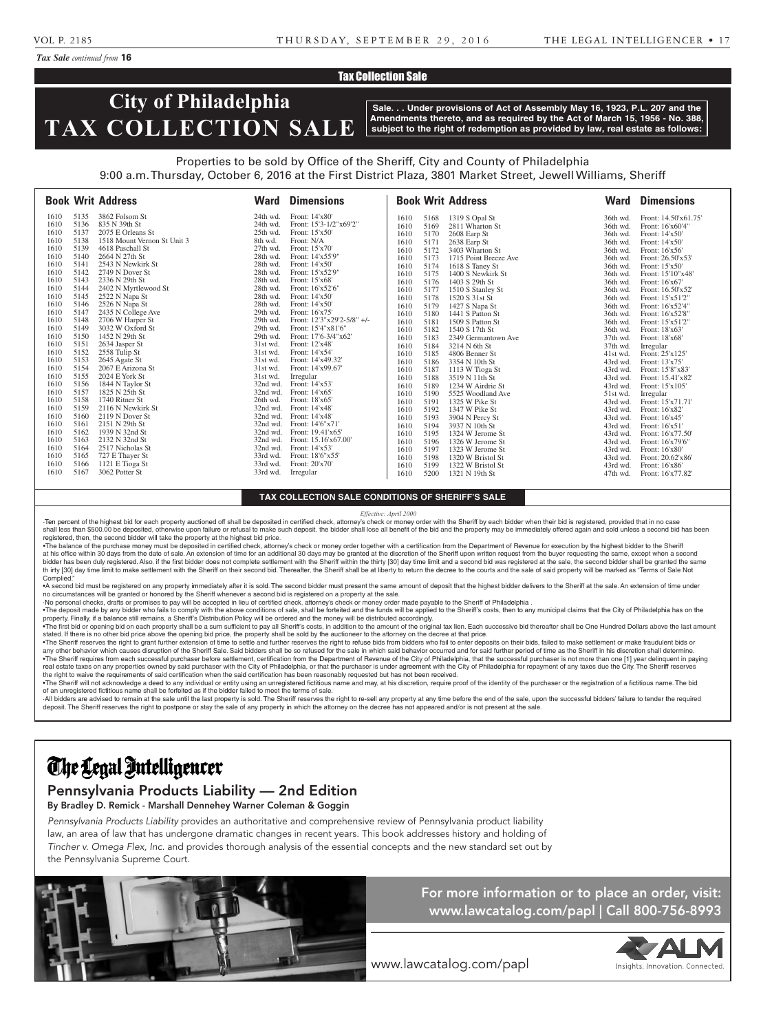*Tax Sale continued from* **16**

Tax Collection Sale

# City of Philadelphia TAX COLLECTION SALE

**Sale. . . Under provisions of Act of Assembly May 16, 1923, P.L. 207 and the Amendments thereto, and as required by the Act of March 15, 1956 - No. 388, subject to the right of redemption as provided by law, real estate as follows:**

Properties to be sold by Office of the Sheriff, City and County of Philadelphia
9:00 a.m. Thursday, October 6, 2016 at the First District Plaza, 3801 Market Street, Jewell Williams, Sheriff

| Book | Writ | Address | Ward | Dimensions |
|---|---|---|---|---|
| 1610 | 5135 | 3862 Folsom St | 24th wd. | Front: 14'x80' |
| 1610 | 5136 | 835 N 39th St | 24th wd. | Front: 15'3-1/2"x69'2" |
| 1610 | 5137 | 2075 E Orleans St | 25th wd. | Front: 15'x50' |
| 1610 | 5138 | 1518 Mount Vernon St Unit 3 | 8th wd. | Front: N/A |
| 1610 | 5139 | 4618 Paschall St | 27th wd. | Front: 15'x70' |
| 1610 | 5140 | 2664 N 27th St | 28th wd. | Front: 14'x55'9" |
| 1610 | 5141 | 2543 N Newkirk St | 28th wd. | Front: 14'x50' |
| 1610 | 5142 | 2749 N Dover St | 28th wd. | Front: 15'x52'9" |
| 1610 | 5143 | 2336 N 29th St | 28th wd. | Front: 15'x68' |
| 1610 | 5144 | 2402 N Myrtlewood St | 28th wd. | Front: 16'x52'6" |
| 1610 | 5145 | 2522 N Napa St | 28th wd. | Front: 14'x50' |
| 1610 | 5146 | 2526 N Napa St | 28th wd. | Front: 14'x50' |
| 1610 | 5147 | 2435 N College Ave | 29th wd. | Front: 16'x75' |
| 1610 | 5148 | 2706 W Harper St | 29th wd. | Front: 12'3"x29'2-5/8" +/- |
| 1610 | 5149 | 3032 W Oxford St | 29th wd. | Front: 15'4"x81'6" |
| 1610 | 5150 | 1452 N 29th St | 29th wd. | Front: 17'6-3/4"x62' |
| 1610 | 5151 | 2634 Jasper St | 31st wd. | Front: 12'x48' |
| 1610 | 5152 | 2558 Tulip St | 31st wd. | Front: 14'x54' |
| 1610 | 5153 | 2645 Agate St | 31st wd. | Front: 14'x49.32' |
| 1610 | 5154 | 2067 E Arizona St | 31st wd. | Front: 14'x99.67' |
| 1610 | 5155 | 2024 E York St | 31st wd. | Irregular |
| 1610 | 5156 | 1844 N Taylor St | 32nd wd. | Front: 14'x53' |
| 1610 | 5157 | 1825 N 25th St | 32nd wd. | Front: 14'x65' |
| 1610 | 5158 | 1740 Ritner St | 26th wd. | Front: 18'x65' |
| 1610 | 5159 | 2116 N Newkirk St | 32nd wd. | Front: 14'x48' |
| 1610 | 5160 | 2119 N Dover St | 32nd wd. | Front: 14'x48' |
| 1610 | 5161 | 2151 N 29th St | 32nd wd. | Front: 14'6"x71' |
| 1610 | 5162 | 1939 N 32nd St | 32nd wd. | Front: 19.41'x65' |
| 1610 | 5163 | 2132 N 32nd St | 32nd wd. | Front: 15.16'x67.00' |
| 1610 | 5164 | 2517 Nicholas St | 32nd wd. | Front: 14'x53' |
| 1610 | 5165 | 727 E Thayer St | 33rd wd. | Front: 18'6"x55' |
| 1610 | 5166 | 1121 E Tioga St | 33rd wd. | Front: 20'x70' |
| 1610 | 5167 | 3062 Potter St | 33rd wd. | Irregular |
| 1610 | 5168 | 1319 S Opal St | 36th wd. | Front: 14.50'x61.75' |
| 1610 | 5169 | 2811 Wharton St | 36th wd. | Front: 16'x60'4" |
| 1610 | 5170 | 2608 Earp St | 36th wd. | Front: 14'x50' |
| 1610 | 5171 | 2638 Earp St | 36th wd. | Front: 14'x50' |
| 1610 | 5172 | 3403 Wharton St | 36th wd. | Front: 16'x56' |
| 1610 | 5173 | 1715 Point Breeze Ave | 36th wd. | Front: 26.50'x53' |
| 1610 | 5174 | 1618 S Taney St | 36th wd. | Front: 15'x50' |
| 1610 | 5175 | 1400 S Newkirk St | 36th wd. | Front: 15'10"x48' |
| 1610 | 5176 | 1403 S 29th St | 36th wd. | Front: 16'x67' |
| 1610 | 5177 | 1510 S Stanley St | 36th wd. | Front: 16.50'x52' |
| 1610 | 5178 | 1520 S 31st St | 36th wd. | Front: 15'x51'2" |
| 1610 | 5179 | 1427 S Napa St | 36th wd. | Front: 16'x52'4" |
| 1610 | 5180 | 1441 S Patton St | 36th wd. | Front: 16'x52'8" |
| 1610 | 5181 | 1509 S Patton St | 36th wd. | Front: 15'x51'2" |
| 1610 | 5182 | 1540 S 17th St | 36th wd. | Front: 18'x63' |
| 1610 | 5183 | 2349 Germantown Ave | 37th wd. | Front: 18'x68' |
| 1610 | 5184 | 3214 N 6th St | 37th wd. | Irregular |
| 1610 | 5185 | 4806 Benner St | 41st wd. | Front: 25'x125' |
| 1610 | 5186 | 3354 N 10th St | 43rd wd. | Front: 13'x75' |
| 1610 | 5187 | 1113 W Tioga St | 43rd wd. | Front: 15'8"x83' |
| 1610 | 5188 | 3519 N 11th St | 43rd wd. | Front: 15.41'x82' |
| 1610 | 5189 | 1234 W Airdrie St | 43rd wd. | Front: 15'x105' |
| 1610 | 5190 | 5525 Woodland Ave | 51st wd. | Irregular |
| 1610 | 5191 | 1325 W Pike St | 43rd wd. | Front: 15'x71.71' |
| 1610 | 5192 | 1347 W Pike St | 43rd wd. | Front: 16'x82' |
| 1610 | 5193 | 3904 N Percy St | 43rd wd. | Front: 16'x45' |
| 1610 | 5194 | 3937 N 10th St | 43rd wd. | Front: 16'x51' |
| 1610 | 5195 | 1324 W Jerome St | 43rd wd. | Front: 16'x77.50' |
| 1610 | 5196 | 1326 W Jerome St | 43rd wd. | Front: 16'x79'6" |
| 1610 | 5197 | 1323 W Jerome St | 43rd wd. | Front: 16'x80' |
| 1610 | 5198 | 1320 W Bristol St | 43rd wd. | Front: 20.62'x86' |
| 1610 | 5199 | 1322 W Bristol St | 43rd wd. | Front: 16'x86' |
| 1610 | 5200 | 1321 N 19th St | 47th wd. | Front: 16'x77.82' |

## TAX COLLECTION SALE CONDITIONS OF SHERIFF'S SALE

*Effective: April 2000*

·Ten percent of the highest bid for each property auctioned off shall be deposited in certified check, attorney's check or money order with the Sheriff by each bidder when their bid is registered, provided that in no case shall less than $500.00 be deposited, otherwise upon failure or refusal to make such deposit, the bidder shall lose all benefit of the bid and the property may be immediately offered again and sold unless a second bid has been registered, then, the second bidder will take the property at the highest bid price.

•The balance of the purchase money must be deposited in certified check, attorney's check or money order together with a certification from the Department of Revenue for execution by the highest bidder to the Sheriff at his office within 30 days from the date of sale. An extension of time for an additional 30 days may be granted at the discretion of the Sheriff upon written request from the buyer requesting the same, except when a second bidder has been duly registered. Also, if the first bidder does not complete settlement with the Sheriff within the thirty [30] day time limit and a second bid was registered at the sale, the second bidder shall be granted the same th irty [30] day time limit to make settlement with the Sheriff on their second bid. Thereafter, the Sheriff shall be at liberty to return the decree to the courts and the sale of said property will be marked as "Terms of Sale Not Complied."

•A second bid must be registered on any property immediately after it is sold. The second bidder must present the same amount of deposit that the highest bidder delivers to the Sheriff at the sale. An extension of time under no circumstances will be granted or honored by the Sheriff whenever a second bid is registered on a property at the sale.

·No personal checks, drafts or promises to pay will be accepted in lieu of certified check, attorney's check or money order made payable to the Sheriff of Philadelphia .

•The deposit made by any bidder who fails to comply with the above conditions of sale, shall be forteited and the funds will be applied to the Sheriff's costs, then to any municipal claims that the City of Philadelphia has on the property. Finally, if a balance still remains, a Sheriff's Distribution Policy will be ordered and the money will be distributed accordingly.

•The first bid or opening bid on each property shall be a sum sufficient to pay all Sheriff's costs, in addition to the amount of the original tax lien. Each successive bid thereafter shall be One Hundred Dollars above the last amount stated. If there is no other bid price above the opening bid price, the property shall be sold by the auctioneer to the attorney on the decree at that price.

•The Sheriff reserves the right to grant further extension of time to settle and further reserves the right to refuse bids from bidders who fail to enter deposits on their bids, failed to make settlement or make fraudulent bids or any other behavior which causes disruption of the Sheriff Sale. Said bidders shall be so refused for the sale in which said behavior occurred and for said further period of time as the Sheriff in his discretion shall determine.

•The Sheriff requires from each successful purchaser before settlement, certification from the Department of Revenue of the City of Philadelphia, that the successful purchaser is not more than one [1] year delinquent in paying real estate taxes on any properties owned by said purchaser with the City of Philadelphia, or that the purchaser is under agreement with the City of Philadelphia for repayment of any taxes due the City. The Sheriff reserves the right to waive the requirements of said certification when the said certification has been reasonably requested but has not been received.

•The Sheriff will not acknowledge a deed to any individual or entity using an unregistered fictitious name and may, at his discretion, require proof of the identity of the purchaser or the registration of a fictitious name. The bid of an unregistered fictitious name shall be forfeited as if the bidder failed to meet the terms of sale.

·All bidders are advised to remain at the sale until the last property is sold. The Sheriff reserves the right to re-sell any property at any time before the end of the sale, upon the successful bidders' failure to tender the required deposit. The Sheriff reserves the right to postpone or stay the sale of any property in which the attorney on the decree has not appeared and/or is not present at the sale.

# The Legal Intelligencer

## Pennsylvania Products Liability — 2nd Edition

**By Bradley D. Remick - Marshall Dennehey Warner Coleman & Goggin**

*Pennsylvania Products Liability* provides an authoritative and comprehensive review of Pennsylvania product liability law, an area of law that has undergone dramatic changes in recent years. This book addresses history and holding of *Tincher v. Omega Flex, Inc.* and provides thorough analysis of the essential concepts and the new standard set out by the Pennsylvania Supreme Court.

**For more information or to place an order, visit: www.lawcatalog.com/papl | Call 800-756-8993**

www.lawcatalog.com/papl

ALM
Insights. Innovation. Connected.